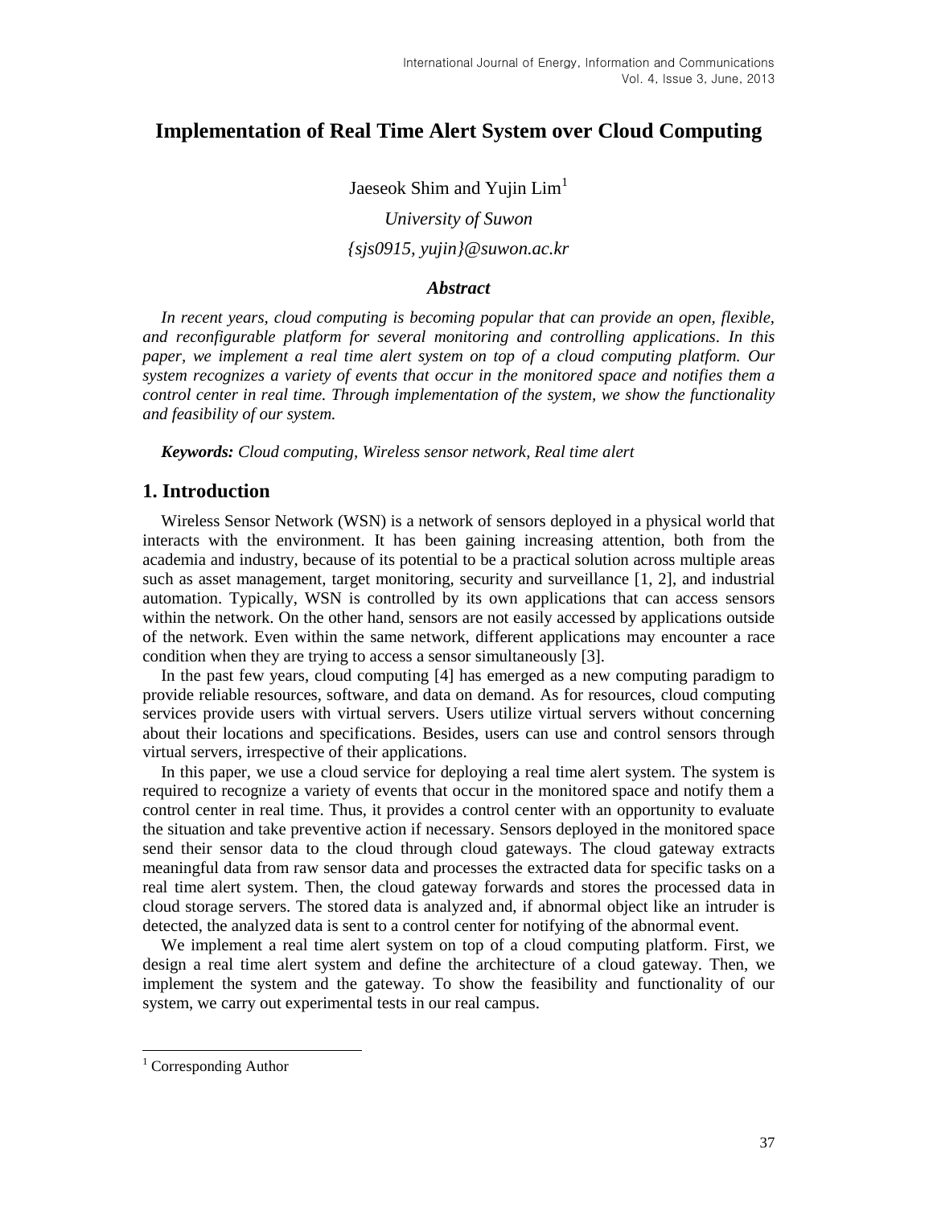# Implementation of Real Time Alert System over Cloud Computing

Jaeseok Shim and Yujin Lim[1]

*University of Suwon*

*{sjs0915, yujin}@suwon.ac.kr*

### *Abstract*

*In recent years, cloud computing is becoming popular that can provide an open, flexible, and reconfigurable platform for several monitoring and controlling applications. In this paper, we implement a real time alert system on top of a cloud computing platform. Our system recognizes a variety of events that occur in the monitored space and notifies them a control center in real time. Through implementation of the system, we show the functionality and feasibility of our system.*

***Keywords:*** *Cloud computing, Wireless sensor network, Real time alert*

## 1. Introduction

Wireless Sensor Network (WSN) is a network of sensors deployed in a physical world that interacts with the environment. It has been gaining increasing attention, both from the academia and industry, because of its potential to be a practical solution across multiple areas such as asset management, target monitoring, security and surveillance [1, 2], and industrial automation. Typically, WSN is controlled by its own applications that can access sensors within the network. On the other hand, sensors are not easily accessed by applications outside of the network. Even within the same network, different applications may encounter a race condition when they are trying to access a sensor simultaneously [3].

In the past few years, cloud computing [4] has emerged as a new computing paradigm to provide reliable resources, software, and data on demand. As for resources, cloud computing services provide users with virtual servers. Users utilize virtual servers without concerning about their locations and specifications. Besides, users can use and control sensors through virtual servers, irrespective of their applications.

In this paper, we use a cloud service for deploying a real time alert system. The system is required to recognize a variety of events that occur in the monitored space and notify them a control center in real time. Thus, it provides a control center with an opportunity to evaluate the situation and take preventive action if necessary. Sensors deployed in the monitored space send their sensor data to the cloud through cloud gateways. The cloud gateway extracts meaningful data from raw sensor data and processes the extracted data for specific tasks on a real time alert system. Then, the cloud gateway forwards and stores the processed data in cloud storage servers. The stored data is analyzed and, if abnormal object like an intruder is detected, the analyzed data is sent to a control center for notifying of the abnormal event.

We implement a real time alert system on top of a cloud computing platform. First, we design a real time alert system and define the architecture of a cloud gateway. Then, we implement the system and the gateway. To show the feasibility and functionality of our system, we carry out experimental tests in our real campus.

---

[1] Corresponding Author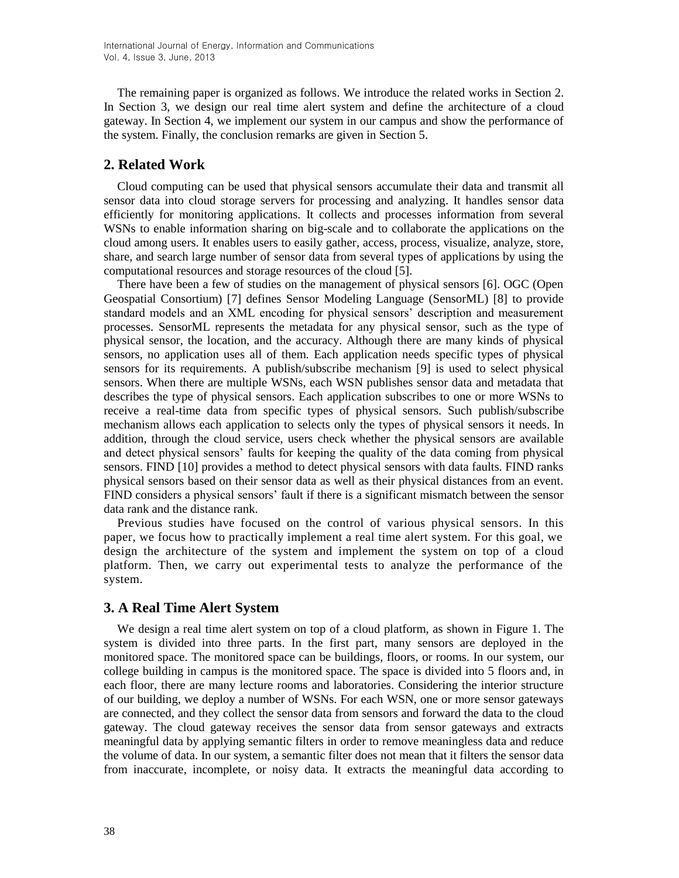The remaining paper is organized as follows. We introduce the related works in Section 2. In Section 3, we design our real time alert system and define the architecture of a cloud gateway. In Section 4, we implement our system in our campus and show the performance of the system. Finally, the conclusion remarks are given in Section 5.

## 2. Related Work

Cloud computing can be used that physical sensors accumulate their data and transmit all sensor data into cloud storage servers for processing and analyzing. It handles sensor data efficiently for monitoring applications. It collects and processes information from several WSNs to enable information sharing on big-scale and to collaborate the applications on the cloud among users. It enables users to easily gather, access, process, visualize, analyze, store, share, and search large number of sensor data from several types of applications by using the computational resources and storage resources of the cloud [5].

There have been a few of studies on the management of physical sensors [6]. OGC (Open Geospatial Consortium) [7] defines Sensor Modeling Language (SensorML) [8] to provide standard models and an XML encoding for physical sensors' description and measurement processes. SensorML represents the metadata for any physical sensor, such as the type of physical sensor, the location, and the accuracy. Although there are many kinds of physical sensors, no application uses all of them. Each application needs specific types of physical sensors for its requirements. A publish/subscribe mechanism [9] is used to select physical sensors. When there are multiple WSNs, each WSN publishes sensor data and metadata that describes the type of physical sensors. Each application subscribes to one or more WSNs to receive a real-time data from specific types of physical sensors. Such publish/subscribe mechanism allows each application to selects only the types of physical sensors it needs. In addition, through the cloud service, users check whether the physical sensors are available and detect physical sensors' faults for keeping the quality of the data coming from physical sensors. FIND [10] provides a method to detect physical sensors with data faults. FIND ranks physical sensors based on their sensor data as well as their physical distances from an event. FIND considers a physical sensors' fault if there is a significant mismatch between the sensor data rank and the distance rank.

Previous studies have focused on the control of various physical sensors. In this paper, we focus how to practically implement a real time alert system. For this goal, we design the architecture of the system and implement the system on top of a cloud platform. Then, we carry out experimental tests to analyze the performance of the system.

## 3. A Real Time Alert System

We design a real time alert system on top of a cloud platform, as shown in Figure 1. The system is divided into three parts. In the first part, many sensors are deployed in the monitored space. The monitored space can be buildings, floors, or rooms. In our system, our college building in campus is the monitored space. The space is divided into 5 floors and, in each floor, there are many lecture rooms and laboratories. Considering the interior structure of our building, we deploy a number of WSNs. For each WSN, one or more sensor gateways are connected, and they collect the sensor data from sensors and forward the data to the cloud gateway. The cloud gateway receives the sensor data from sensor gateways and extracts meaningful data by applying semantic filters in order to remove meaningless data and reduce the volume of data. In our system, a semantic filter does not mean that it filters the sensor data from inaccurate, incomplete, or noisy data. It extracts the meaningful data according to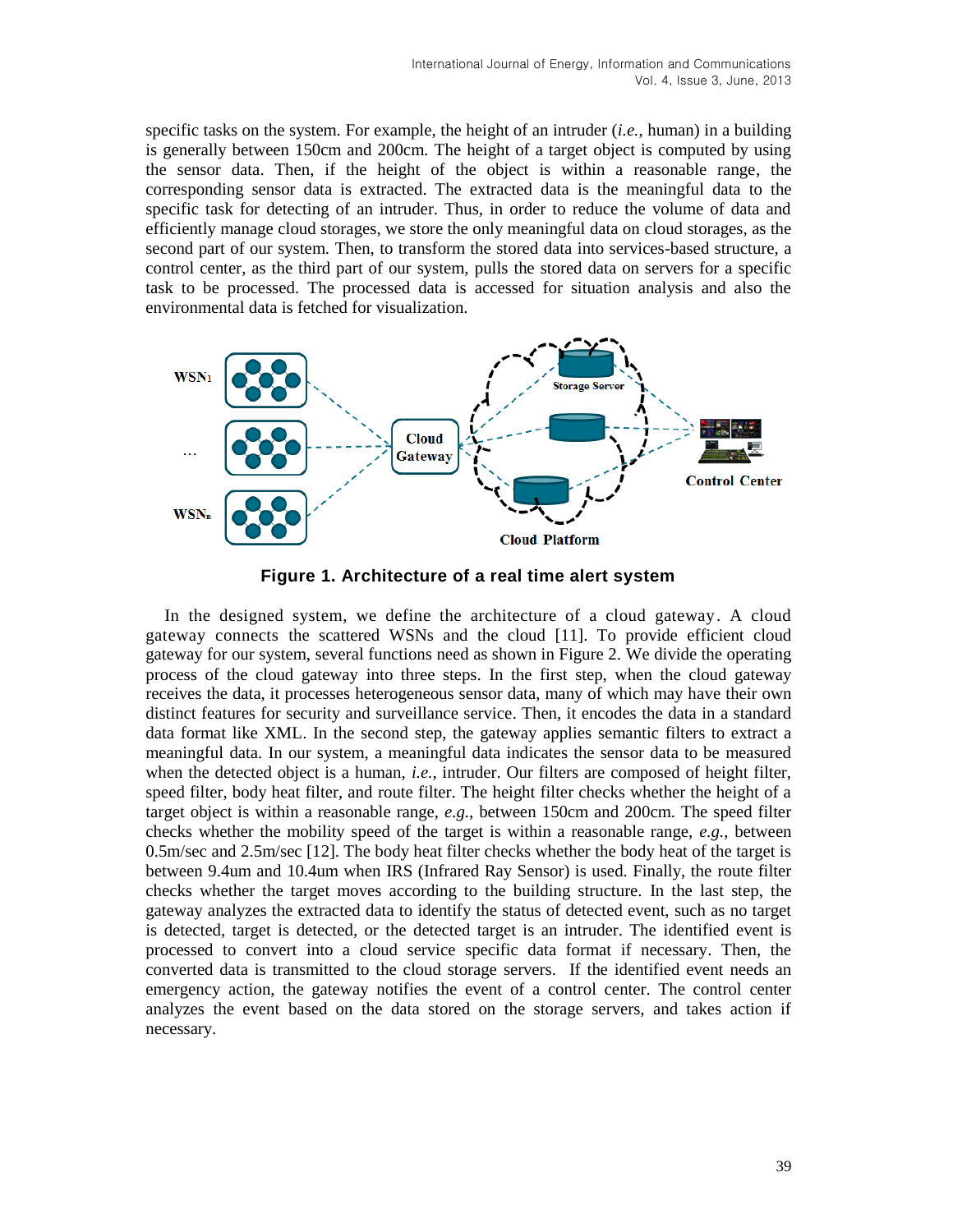specific tasks on the system. For example, the height of an intruder (*i.e.*, human) in a building is generally between 150cm and 200cm. The height of a target object is computed by using the sensor data. Then, if the height of the object is within a reasonable range, the corresponding sensor data is extracted. The extracted data is the meaningful data to the specific task for detecting of an intruder. Thus, in order to reduce the volume of data and efficiently manage cloud storages, we store the only meaningful data on cloud storages, as the second part of our system. Then, to transform the stored data into services-based structure, a control center, as the third part of our system, pulls the stored data on servers for a specific task to be processed. The processed data is accessed for situation analysis and also the environmental data is fetched for visualization.

**Figure 1. Architecture of a real time alert system**

In the designed system, we define the architecture of a cloud gateway. A cloud gateway connects the scattered WSNs and the cloud [11]. To provide efficient cloud gateway for our system, several functions need as shown in Figure 2. We divide the operating process of the cloud gateway into three steps. In the first step, when the cloud gateway receives the data, it processes heterogeneous sensor data, many of which may have their own distinct features for security and surveillance service. Then, it encodes the data in a standard data format like XML. In the second step, the gateway applies semantic filters to extract a meaningful data. In our system, a meaningful data indicates the sensor data to be measured when the detected object is a human, *i.e.*, intruder. Our filters are composed of height filter, speed filter, body heat filter, and route filter. The height filter checks whether the height of a target object is within a reasonable range, *e.g.*, between 150cm and 200cm. The speed filter checks whether the mobility speed of the target is within a reasonable range, *e.g.*, between 0.5m/sec and 2.5m/sec [12]. The body heat filter checks whether the body heat of the target is between 9.4um and 10.4um when IRS (Infrared Ray Sensor) is used. Finally, the route filter checks whether the target moves according to the building structure. In the last step, the gateway analyzes the extracted data to identify the status of detected event, such as no target is detected, target is detected, or the detected target is an intruder. The identified event is processed to convert into a cloud service specific data format if necessary. Then, the converted data is transmitted to the cloud storage servers. If the identified event needs an emergency action, the gateway notifies the event of a control center. The control center analyzes the event based on the data stored on the storage servers, and takes action if necessary.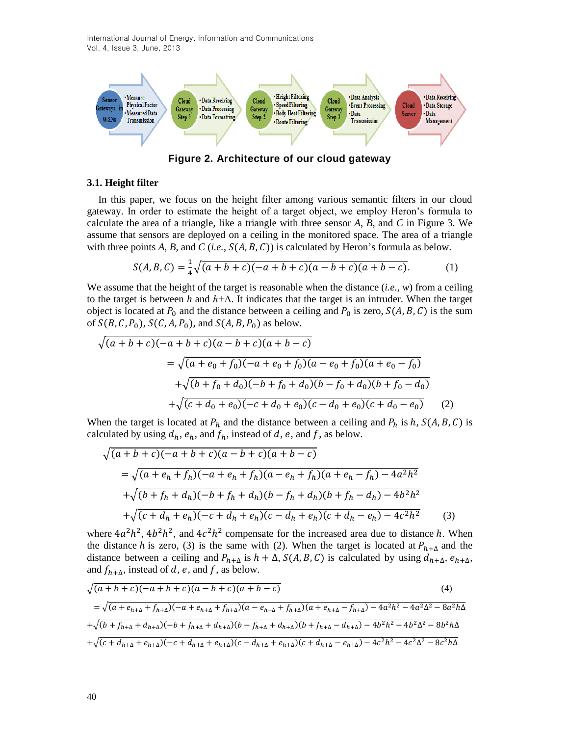Figure 2. Architecture of our cloud gateway

### 3.1. Height filter

In this paper, we focus on the height filter among various semantic filters in our cloud gateway. In order to estimate the height of a target object, we employ Heron's formula to calculate the area of a triangle, like a triangle with three sensor *A*, *B*, and *C* in Figure 3. We assume that sensors are deployed on a ceiling in the monitored space. The area of a triangle with three points *A*, *B*, and *C* (*i.e.*, $S(A, B, C)$) is calculated by Heron's formula as below.

$$S(A,B,C) = \frac{1}{4}\sqrt{(a+b+c)(-a+b+c)(a-b+c)(a+b-c)}. \tag{1}$$

We assume that the height of the target is reasonable when the distance (*i.e.*, *w*) from a ceiling to the target is between *h* and *h*+Δ. It indicates that the target is an intruder. When the target object is located at $P_0$ and the distance between a ceiling and $P_0$ is zero, $S(A, B, C)$ is the sum of $S(B, C, P_0)$, $S(C, A, P_0)$, and $S(A, B, P_0)$ as below.

$$\begin{aligned}
&\sqrt{(a+b+c)(-a+b+c)(a-b+c)(a+b-c)} \\
&\quad = \sqrt{(a+e_0+f_0)(-a+e_0+f_0)(a-e_0+f_0)(a+e_0-f_0)} \\
&\quad\quad + \sqrt{(b+f_0+d_0)(-b+f_0+d_0)(b-f_0+d_0)(b+f_0-d_0)} \\
&\quad\quad + \sqrt{(c+d_0+e_0)(-c+d_0+e_0)(c-d_0+e_0)(c+d_0-e_0)}
\end{aligned} \tag{2}$$

When the target is located at $P_h$ and the distance between a ceiling and $P_h$ is $h$, $S(A, B, C)$ is calculated by using $d_h$, $e_h$, and $f_h$, instead of $d$, $e$, and $f$, as below.

$$\begin{aligned}
&\sqrt{(a+b+c)(-a+b+c)(a-b+c)(a+b-c)} \\
&\quad = \sqrt{(a+e_h+f_h)(-a+e_h+f_h)(a-e_h+f_h)(a+e_h-f_h) - 4a^2h^2} \\
&\quad\quad + \sqrt{(b+f_h+d_h)(-b+f_h+d_h)(b-f_h+d_h)(b+f_h-d_h) - 4b^2h^2} \\
&\quad\quad + \sqrt{(c+d_h+e_h)(-c+d_h+e_h)(c-d_h+e_h)(c+d_h-e_h) - 4c^2h^2}
\end{aligned} \tag{3}$$

where $4a^2h^2$, $4b^2h^2$, and $4c^2h^2$ compensate for the increased area due to distance $h$. When the distance $h$ is zero, (3) is the same with (2). When the target is located at $P_{h+\Delta}$ and the distance between a ceiling and $P_{h+\Delta}$ is $h+\Delta$, $S(A, B, C)$ is calculated by using $d_{h+\Delta}$, $e_{h+\Delta}$, and $f_{h+\Delta}$, instead of $d$, $e$, and $f$, as below.

$$\begin{aligned}
&\sqrt{(a+b+c)(-a+b+c)(a-b+c)(a+b-c)} \quad (4) \\
&= \sqrt{(a+e_{h+\Delta}+f_{h+\Delta})(-a+e_{h+\Delta}+f_{h+\Delta})(a-e_{h+\Delta}+f_{h+\Delta})(a+e_{h+\Delta}-f_{h+\Delta}) - 4a^2h^2 - 4a^2\Delta^2 - 8a^2h\Delta} \\
&+ \sqrt{(b+f_{h+\Delta}+d_{h+\Delta})(-b+f_{h+\Delta}+d_{h+\Delta})(b-f_{h+\Delta}+d_{h+\Delta})(b+f_{h+\Delta}-d_{h+\Delta}) - 4b^2h^2 - 4b^2\Delta^2 - 8b^2h\Delta} \\
&+ \sqrt{(c+d_{h+\Delta}+e_{h+\Delta})(-c+d_{h+\Delta}+e_{h+\Delta})(c-d_{h+\Delta}+e_{h+\Delta})(c+d_{h+\Delta}-e_{h+\Delta}) - 4c^2h^2 - 4c^2\Delta^2 - 8c^2h\Delta}
\end{aligned}$$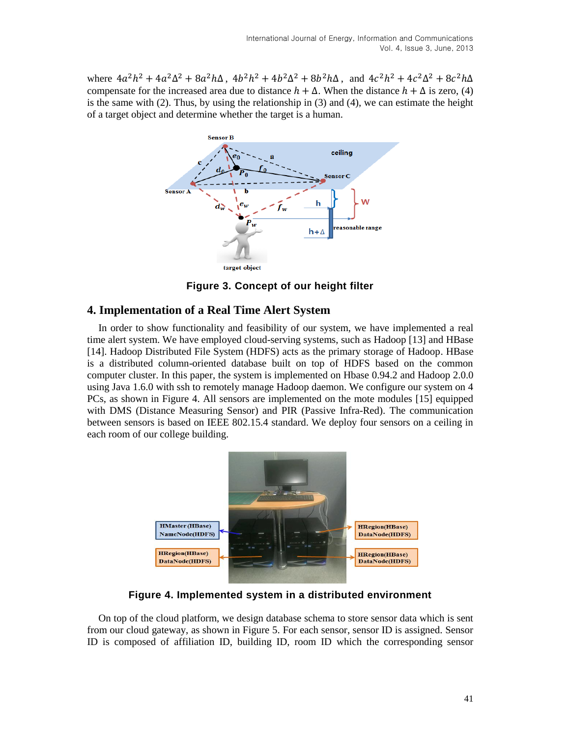where $4a^2h^2 + 4a^2\Delta^2 + 8a^2h\Delta$, $4b^2h^2 + 4b^2\Delta^2 + 8b^2h\Delta$, and $4c^2h^2 + 4c^2\Delta^2 + 8c^2h\Delta$ compensate for the increased area due to distance $h + \Delta$. When the distance $h + \Delta$ is zero, (4) is the same with (2). Thus, by using the relationship in (3) and (4), we can estimate the height of a target object and determine whether the target is a human.

**Figure 3. Concept of our height filter**

## 4. Implementation of a Real Time Alert System

In order to show functionality and feasibility of our system, we have implemented a real time alert system. We have employed cloud-serving systems, such as Hadoop [13] and HBase [14]. Hadoop Distributed File System (HDFS) acts as the primary storage of Hadoop. HBase is a distributed column-oriented database built on top of HDFS based on the common computer cluster. In this paper, the system is implemented on Hbase 0.94.2 and Hadoop 2.0.0 using Java 1.6.0 with ssh to remotely manage Hadoop daemon. We configure our system on 4 PCs, as shown in Figure 4. All sensors are implemented on the mote modules [15] equipped with DMS (Distance Measuring Sensor) and PIR (Passive Infra-Red). The communication between sensors is based on IEEE 802.15.4 standard. We deploy four sensors on a ceiling in each room of our college building.

**Figure 4. Implemented system in a distributed environment**

On top of the cloud platform, we design database schema to store sensor data which is sent from our cloud gateway, as shown in Figure 5. For each sensor, sensor ID is assigned. Sensor ID is composed of affiliation ID, building ID, room ID which the corresponding sensor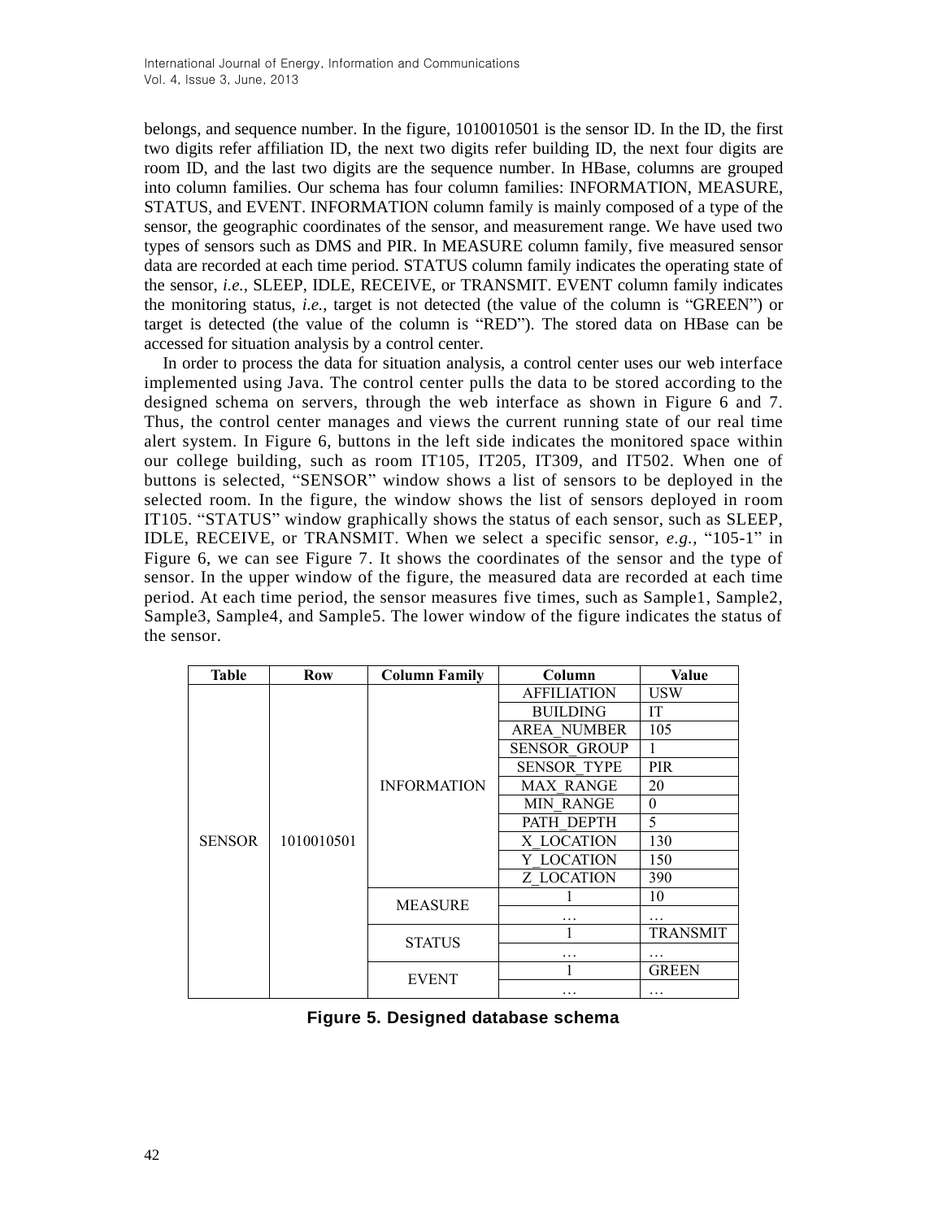belongs, and sequence number. In the figure, 1010010501 is the sensor ID. In the ID, the first two digits refer affiliation ID, the next two digits refer building ID, the next four digits are room ID, and the last two digits are the sequence number. In HBase, columns are grouped into column families. Our schema has four column families: INFORMATION, MEASURE, STATUS, and EVENT. INFORMATION column family is mainly composed of a type of the sensor, the geographic coordinates of the sensor, and measurement range. We have used two types of sensors such as DMS and PIR. In MEASURE column family, five measured sensor data are recorded at each time period. STATUS column family indicates the operating state of the sensor, *i.e.*, SLEEP, IDLE, RECEIVE, or TRANSMIT. EVENT column family indicates the monitoring status, *i.e.*, target is not detected (the value of the column is "GREEN") or target is detected (the value of the column is "RED"). The stored data on HBase can be accessed for situation analysis by a control center.

In order to process the data for situation analysis, a control center uses our web interface implemented using Java. The control center pulls the data to be stored according to the designed schema on servers, through the web interface as shown in Figure 6 and 7. Thus, the control center manages and views the current running state of our real time alert system. In Figure 6, buttons in the left side indicates the monitored space within our college building, such as room IT105, IT205, IT309, and IT502. When one of buttons is selected, "SENSOR" window shows a list of sensors to be deployed in the selected room. In the figure, the window shows the list of sensors deployed in room IT105. "STATUS" window graphically shows the status of each sensor, such as SLEEP, IDLE, RECEIVE, or TRANSMIT. When we select a specific sensor, *e.g.*, "105-1" in Figure 6, we can see Figure 7. It shows the coordinates of the sensor and the type of sensor. In the upper window of the figure, the measured data are recorded at each time period. At each time period, the sensor measures five times, such as Sample1, Sample2, Sample3, Sample4, and Sample5. The lower window of the figure indicates the status of the sensor.

| Table | Row | Column Family | Column | Value |
|---|---|---|---|---|
| SENSOR | 1010010501 | INFORMATION | AFFILIATION | USW |
| | | | BUILDING | IT |
| | | | AREA_NUMBER | 105 |
| | | | SENSOR_GROUP | 1 |
| | | | SENSOR_TYPE | PIR |
| | | | MAX_RANGE | 20 |
| | | | MIN_RANGE | 0 |
| | | | PATH_DEPTH | 5 |
| | | | X_LOCATION | 130 |
| | | | Y_LOCATION | 150 |
| | | | Z_LOCATION | 390 |
| | | MEASURE | 1 | 10 |
| | | | … | … |
| | | STATUS | 1 | TRANSMIT |
| | | | … | … |
| | | EVENT | 1 | GREEN |
| | | | … | … |

**Figure 5. Designed database schema**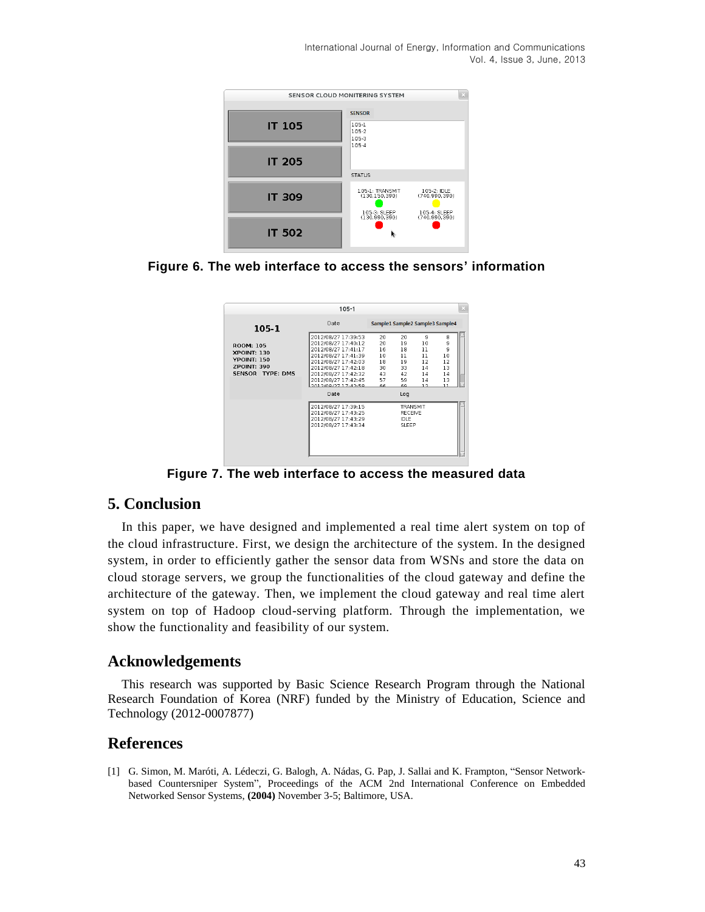Figure 6. The web interface to access the sensors' information

Figure 7. The web interface to access the measured data

## 5. Conclusion

In this paper, we have designed and implemented a real time alert system on top of the cloud infrastructure. First, we design the architecture of the system. In the designed system, in order to efficiently gather the sensor data from WSNs and store the data on cloud storage servers, we group the functionalities of the cloud gateway and define the architecture of the gateway. Then, we implement the cloud gateway and real time alert system on top of Hadoop cloud-serving platform. Through the implementation, we show the functionality and feasibility of our system.

## Acknowledgements

This research was supported by Basic Science Research Program through the National Research Foundation of Korea (NRF) funded by the Ministry of Education, Science and Technology (2012-0007877)

## References

[1] G. Simon, M. Maróti, A. Lédeczi, G. Balogh, A. Nádas, G. Pap, J. Sallai and K. Frampton, "Sensor Network-based Countersniper System", Proceedings of the ACM 2nd International Conference on Embedded Networked Sensor Systems, **(2004)** November 3-5; Baltimore, USA.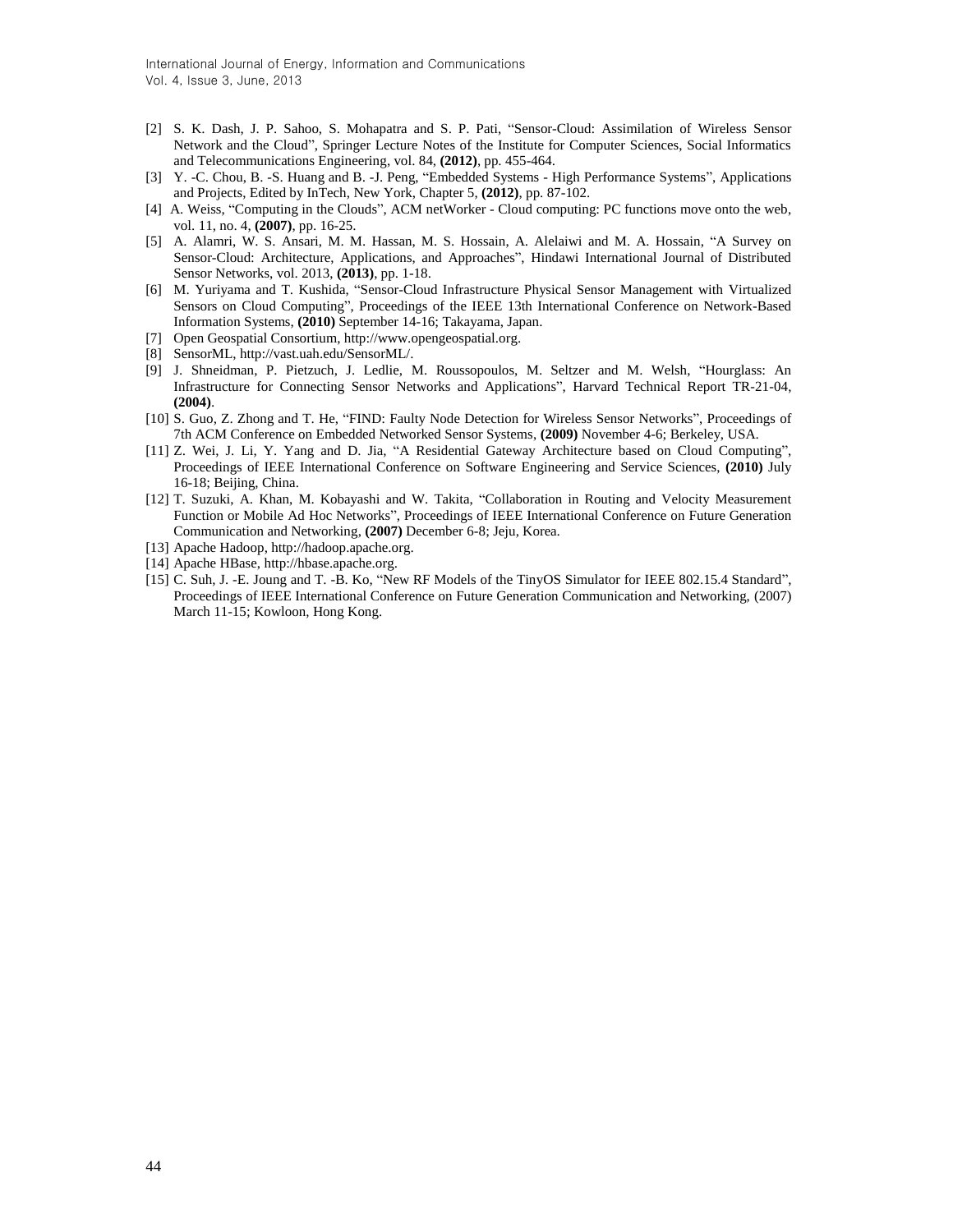[2] S. K. Dash, J. P. Sahoo, S. Mohapatra and S. P. Pati, "Sensor-Cloud: Assimilation of Wireless Sensor Network and the Cloud", Springer Lecture Notes of the Institute for Computer Sciences, Social Informatics and Telecommunications Engineering, vol. 84, **(2012)**, pp. 455-464.

[3] Y. -C. Chou, B. -S. Huang and B. -J. Peng, "Embedded Systems - High Performance Systems", Applications and Projects, Edited by InTech, New York, Chapter 5, **(2012)**, pp. 87-102.

[4] A. Weiss, "Computing in the Clouds", ACM netWorker - Cloud computing: PC functions move onto the web, vol. 11, no. 4, **(2007)**, pp. 16-25.

[5] A. Alamri, W. S. Ansari, M. M. Hassan, M. S. Hossain, A. Alelaiwi and M. A. Hossain, "A Survey on Sensor-Cloud: Architecture, Applications, and Approaches", Hindawi International Journal of Distributed Sensor Networks, vol. 2013, **(2013)**, pp. 1-18.

[6] M. Yuriyama and T. Kushida, "Sensor-Cloud Infrastructure Physical Sensor Management with Virtualized Sensors on Cloud Computing", Proceedings of the IEEE 13th International Conference on Network-Based Information Systems, **(2010)** September 14-16; Takayama, Japan.

[7] Open Geospatial Consortium, http://www.opengeospatial.org.

[8] SensorML, http://vast.uah.edu/SensorML/.

[9] J. Shneidman, P. Pietzuch, J. Ledlie, M. Roussopoulos, M. Seltzer and M. Welsh, "Hourglass: An Infrastructure for Connecting Sensor Networks and Applications", Harvard Technical Report TR-21-04, **(2004)**.

[10] S. Guo, Z. Zhong and T. He, "FIND: Faulty Node Detection for Wireless Sensor Networks", Proceedings of 7th ACM Conference on Embedded Networked Sensor Systems, **(2009)** November 4-6; Berkeley, USA.

[11] Z. Wei, J. Li, Y. Yang and D. Jia, "A Residential Gateway Architecture based on Cloud Computing", Proceedings of IEEE International Conference on Software Engineering and Service Sciences, **(2010)** July 16-18; Beijing, China.

[12] T. Suzuki, A. Khan, M. Kobayashi and W. Takita, "Collaboration in Routing and Velocity Measurement Function or Mobile Ad Hoc Networks", Proceedings of IEEE International Conference on Future Generation Communication and Networking, **(2007)** December 6-8; Jeju, Korea.

[13] Apache Hadoop, http://hadoop.apache.org.

[14] Apache HBase, http://hbase.apache.org.

[15] C. Suh, J. -E. Joung and T. -B. Ko, "New RF Models of the TinyOS Simulator for IEEE 802.15.4 Standard", Proceedings of IEEE International Conference on Future Generation Communication and Networking, (2007) March 11-15; Kowloon, Hong Kong.